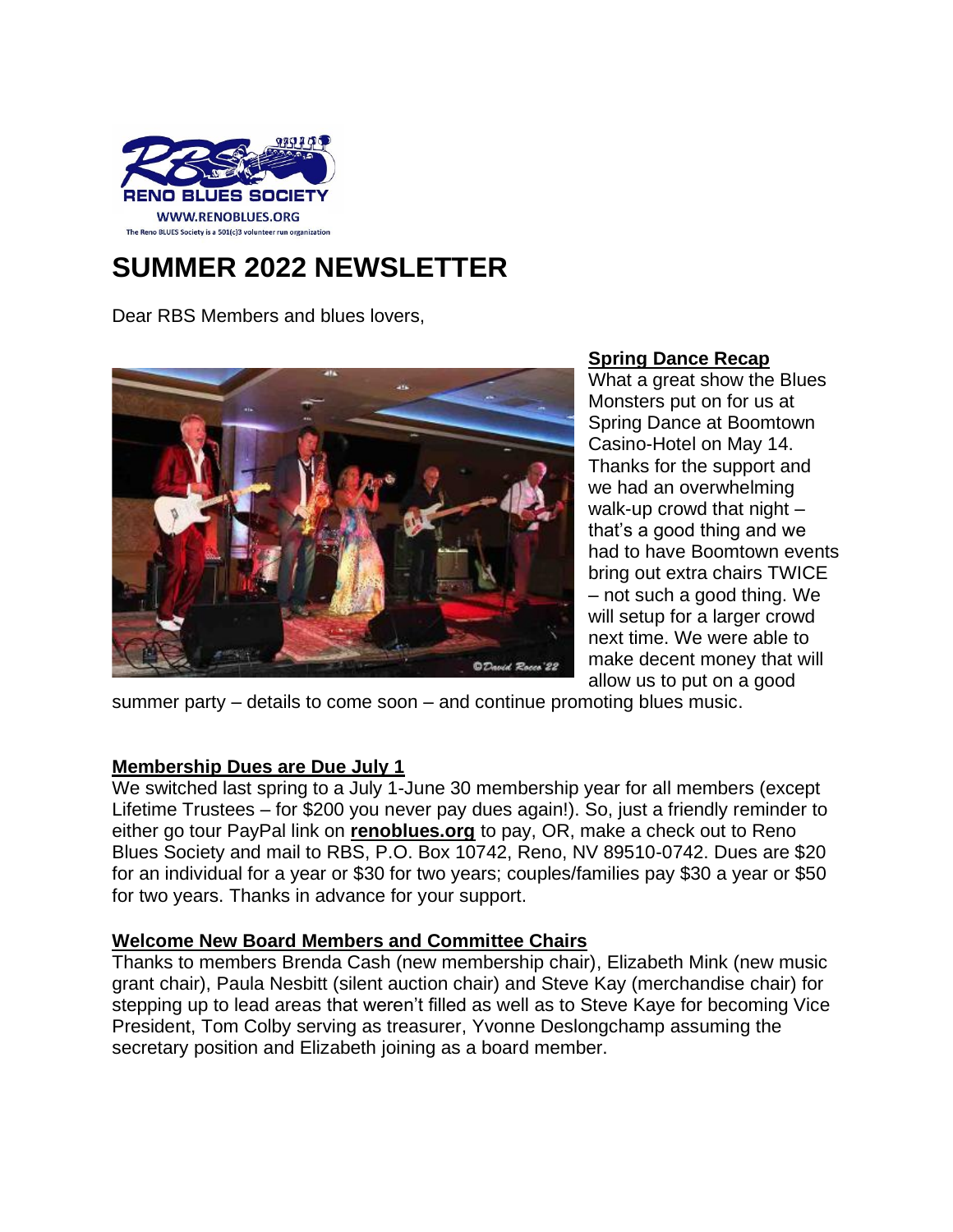RENO BLUES SOCIETY
WWW.RENOBLUES.ORG
The Reno BLUES Society is a 501(c)3 volunteer run organization

# SUMMER 2022 NEWSLETTER

Dear RBS Members and blues lovers,

## Spring Dance Recap

What a great show the Blues Monsters put on for us at Spring Dance at Boomtown Casino-Hotel on May 14. Thanks for the support and we had an overwhelming walk-up crowd that night – that's a good thing and we had to have Boomtown events bring out extra chairs TWICE – not such a good thing. We will setup for a larger crowd next time. We were able to make decent money that will allow us to put on a good summer party – details to come soon – and continue promoting blues music.

## Membership Dues are Due July 1

We switched last spring to a July 1-June 30 membership year for all members (except Lifetime Trustees – for $200 you never pay dues again!). So, just a friendly reminder to either go tour PayPal link on **renoblues.org** to pay, OR, make a check out to Reno Blues Society and mail to RBS, P.O. Box 10742, Reno, NV 89510-0742. Dues are $20 for an individual for a year or $30 for two years; couples/families pay $30 a year or $50 for two years. Thanks in advance for your support.

## Welcome New Board Members and Committee Chairs

Thanks to members Brenda Cash (new membership chair), Elizabeth Mink (new music grant chair), Paula Nesbitt (silent auction chair) and Steve Kay (merchandise chair) for stepping up to lead areas that weren't filled as well as to Steve Kaye for becoming Vice President, Tom Colby serving as treasurer, Yvonne Deslongchamp assuming the secretary position and Elizabeth joining as a board member.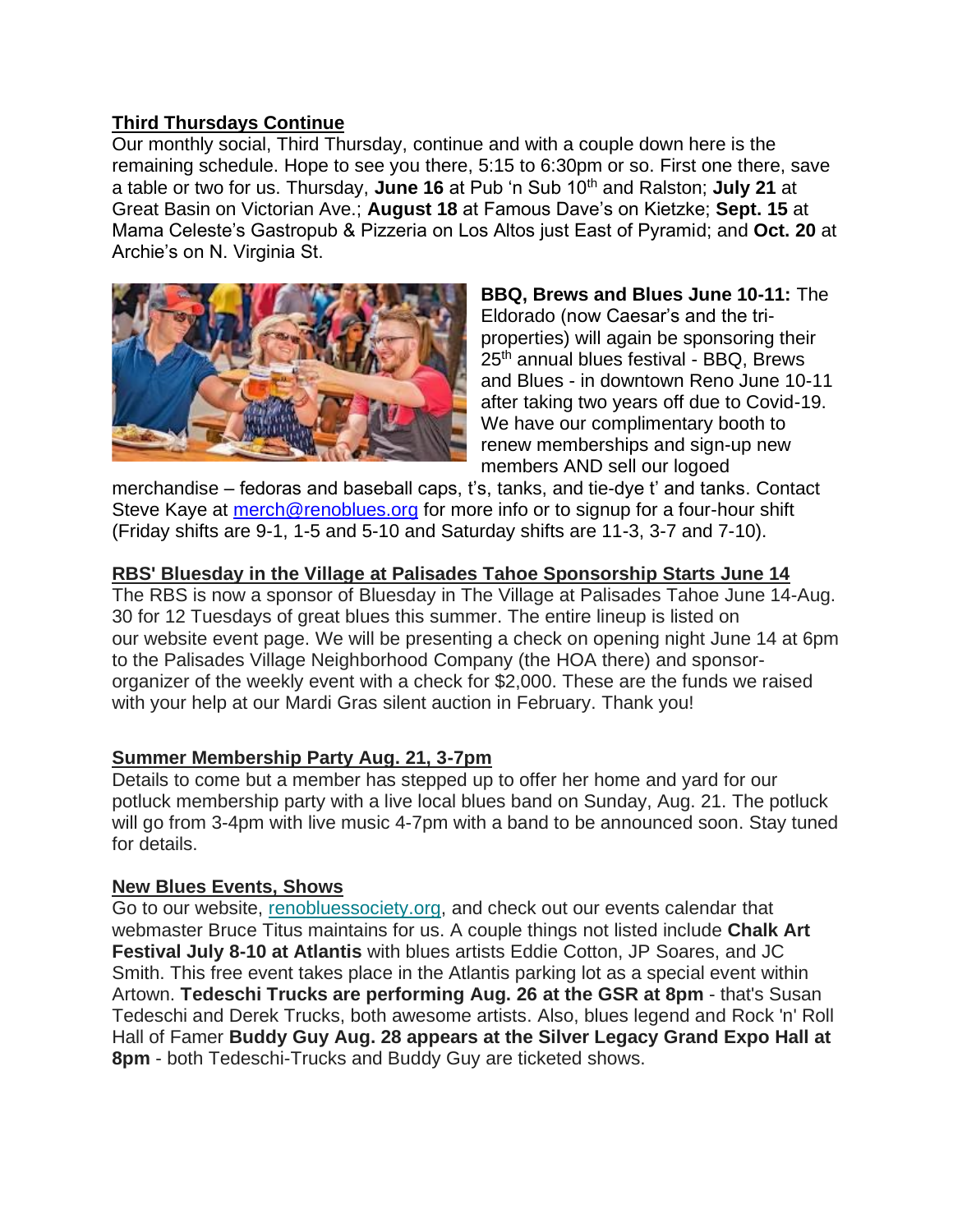**Third Thursdays Continue**

Our monthly social, Third Thursday, continue and with a couple down here is the remaining schedule. Hope to see you there, 5:15 to 6:30pm or so. First one there, save a table or two for us. Thursday, **June 16** at Pub 'n Sub 10th and Ralston; **July 21** at Great Basin on Victorian Ave.; **August 18** at Famous Dave's on Kietzke; **Sept. 15** at Mama Celeste's Gastropub & Pizzeria on Los Altos just East of Pyramid; and **Oct. 20** at Archie's on N. Virginia St.

**BBQ, Brews and Blues June 10-11:** The Eldorado (now Caesar's and the tri-properties) will again be sponsoring their 25th annual blues festival - BBQ, Brews and Blues - in downtown Reno June 10-11 after taking two years off due to Covid-19. We have our complimentary booth to renew memberships and sign-up new members AND sell our logoed merchandise – fedoras and baseball caps, t's, tanks, and tie-dye t' and tanks. Contact Steve Kaye at merch@renoblues.org for more info or to signup for a four-hour shift (Friday shifts are 9-1, 1-5 and 5-10 and Saturday shifts are 11-3, 3-7 and 7-10).

**RBS' Bluesday in the Village at Palisades Tahoe Sponsorship Starts June 14**

The RBS is now a sponsor of Bluesday in The Village at Palisades Tahoe June 14-Aug. 30 for 12 Tuesdays of great blues this summer. The entire lineup is listed on our website event page. We will be presenting a check on opening night June 14 at 6pm to the Palisades Village Neighborhood Company (the HOA there) and sponsor-organizer of the weekly event with a check for $2,000. These are the funds we raised with your help at our Mardi Gras silent auction in February. Thank you!

**Summer Membership Party Aug. 21, 3-7pm**

Details to come but a member has stepped up to offer her home and yard for our potluck membership party with a live local blues band on Sunday, Aug. 21. The potluck will go from 3-4pm with live music 4-7pm with a band to be announced soon. Stay tuned for details.

**New Blues Events, Shows**

Go to our website, renobluessociety.org, and check out our events calendar that webmaster Bruce Titus maintains for us. A couple things not listed include **Chalk Art Festival July 8-10 at Atlantis** with blues artists Eddie Cotton, JP Soares, and JC Smith. This free event takes place in the Atlantis parking lot as a special event within Artown. **Tedeschi Trucks are performing Aug. 26 at the GSR at 8pm** - that's Susan Tedeschi and Derek Trucks, both awesome artists. Also, blues legend and Rock 'n' Roll Hall of Famer **Buddy Guy Aug. 28 appears at the Silver Legacy Grand Expo Hall at 8pm** - both Tedeschi-Trucks and Buddy Guy are ticketed shows.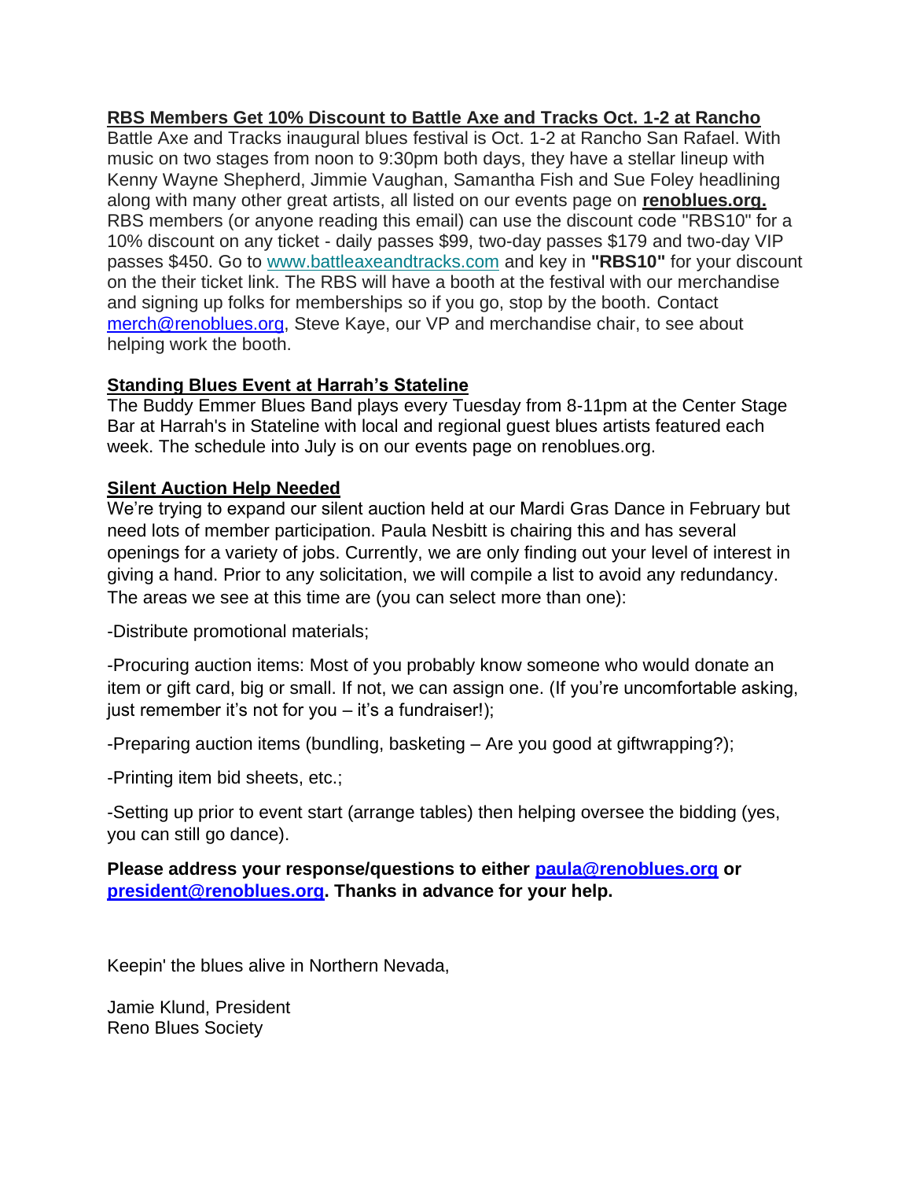**RBS Members Get 10% Discount to Battle Axe and Tracks Oct. 1-2 at Rancho**

Battle Axe and Tracks inaugural blues festival is Oct. 1-2 at Rancho San Rafael. With music on two stages from noon to 9:30pm both days, they have a stellar lineup with Kenny Wayne Shepherd, Jimmie Vaughan, Samantha Fish and Sue Foley headlining along with many other great artists, all listed on our events page on **renoblues.org.** RBS members (or anyone reading this email) can use the discount code "RBS10" for a 10% discount on any ticket - daily passes $99, two-day passes $179 and two-day VIP passes $450. Go to www.battleaxeandtracks.com and key in **"RBS10"** for your discount on the their ticket link. The RBS will have a booth at the festival with our merchandise and signing up folks for memberships so if you go, stop by the booth. Contact merch@renoblues.org, Steve Kaye, our VP and merchandise chair, to see about helping work the booth.

**Standing Blues Event at Harrah's Stateline**

The Buddy Emmer Blues Band plays every Tuesday from 8-11pm at the Center Stage Bar at Harrah's in Stateline with local and regional guest blues artists featured each week. The schedule into July is on our events page on renoblues.org.

**Silent Auction Help Needed**

We're trying to expand our silent auction held at our Mardi Gras Dance in February but need lots of member participation. Paula Nesbitt is chairing this and has several openings for a variety of jobs. Currently, we are only finding out your level of interest in giving a hand. Prior to any solicitation, we will compile a list to avoid any redundancy. The areas we see at this time are (you can select more than one):

-Distribute promotional materials;

-Procuring auction items: Most of you probably know someone who would donate an item or gift card, big or small. If not, we can assign one. (If you're uncomfortable asking, just remember it's not for you – it's a fundraiser!);

-Preparing auction items (bundling, basketing – Are you good at giftwrapping?);

-Printing item bid sheets, etc.;

-Setting up prior to event start (arrange tables) then helping oversee the bidding (yes, you can still go dance).

**Please address your response/questions to either paula@renoblues.org or president@renoblues.org. Thanks in advance for your help.**

Keepin' the blues alive in Northern Nevada,

Jamie Klund, President
Reno Blues Society